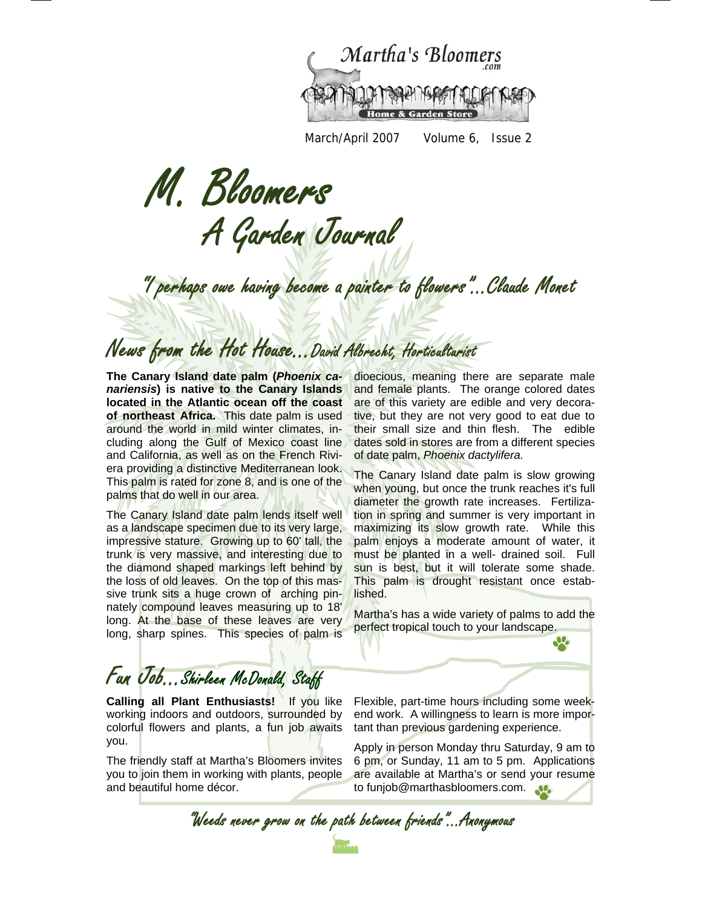Martha's Bloomers .com

Home & Garden Store

March/April 2007 Volume 6, Issue 2

# M. Bloomers
## A Garden Journal

*"I perhaps owe having become a painter to flowers"...Claude Monet*

## News from the Hot House...David Albrecht, Horticulturist

**The Canary Island date palm (*Phoenix canariensis*) is native to the Canary Islands located in the Atlantic ocean off the coast of northeast Africa.** This date palm is used around the world in mild winter climates, including along the Gulf of Mexico coast line and California, as well as on the French Riviera providing a distinctive Mediterranean look. This palm is rated for zone 8, and is one of the palms that do well in our area.

The Canary Island date palm lends itself well as a landscape specimen due to its very large, impressive stature. Growing up to 60' tall, the trunk is very massive, and interesting due to the diamond shaped markings left behind by the loss of old leaves. On the top of this massive trunk sits a huge crown of arching pinnately compound leaves measuring up to 18' long. At the base of these leaves are very long, sharp spines. This species of palm is dioecious, meaning there are separate male and female plants. The orange colored dates are of this variety are edible and very decorative, but they are not very good to eat due to their small size and thin flesh. The edible dates sold in stores are from a different species of date palm, *Phoenix dactylifera.*

The Canary Island date palm is slow growing when young, but once the trunk reaches it's full diameter the growth rate increases. Fertilization in spring and summer is very important in maximizing its slow growth rate. While this palm enjoys a moderate amount of water, it must be planted in a well- drained soil. Full sun is best, but it will tolerate some shade. This palm is drought resistant once established.

Martha's has a wide variety of palms to add the perfect tropical touch to your landscape.

## Fun Job...Shirleen McDonald, Staff

**Calling all Plant Enthusiasts!** If you like working indoors and outdoors, surrounded by colorful flowers and plants, a fun job awaits you.

The friendly staff at Martha's Bloomers invites you to join them in working with plants, people and beautiful home décor.

Flexible, part-time hours including some weekend work. A willingness to learn is more important than previous gardening experience.

Apply in person Monday thru Saturday, 9 am to 6 pm, or Sunday, 11 am to 5 pm. Applications are available at Martha's or send your resume to funjob@marthasbloomers.com.

*"Weeds never grow on the path between friends"...Anonymous*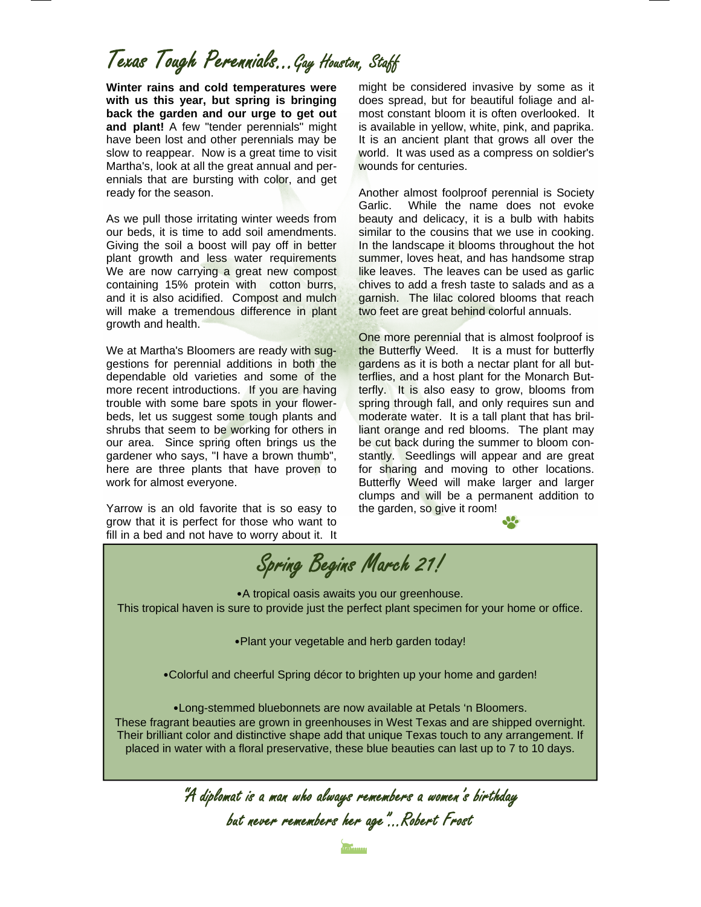# Texas Tough Perennials…Gay Houston, Staff

**Winter rains and cold temperatures were with us this year, but spring is bringing back the garden and our urge to get out and plant!** A few "tender perennials" might have been lost and other perennials may be slow to reappear. Now is a great time to visit Martha's, look at all the great annual and perennials that are bursting with color, and get ready for the season.

As we pull those irritating winter weeds from our beds, it is time to add soil amendments. Giving the soil a boost will pay off in better plant growth and less water requirements We are now carrying a great new compost containing 15% protein with cotton burrs, and it is also acidified. Compost and mulch will make a tremendous difference in plant growth and health.

We at Martha's Bloomers are ready with suggestions for perennial additions in both the dependable old varieties and some of the more recent introductions. If you are having trouble with some bare spots in your flowerbeds, let us suggest some tough plants and shrubs that seem to be working for others in our area. Since spring often brings us the gardener who says, "I have a brown thumb", here are three plants that have proven to work for almost everyone.

Yarrow is an old favorite that is so easy to grow that it is perfect for those who want to fill in a bed and not have to worry about it. It might be considered invasive by some as it does spread, but for beautiful foliage and almost constant bloom it is often overlooked. It is available in yellow, white, pink, and paprika. It is an ancient plant that grows all over the world. It was used as a compress on soldier's wounds for centuries.

Another almost foolproof perennial is Society Garlic. While the name does not evoke beauty and delicacy, it is a bulb with habits similar to the cousins that we use in cooking. In the landscape it blooms throughout the hot summer, loves heat, and has handsome strap like leaves. The leaves can be used as garlic chives to add a fresh taste to salads and as a garnish. The lilac colored blooms that reach two feet are great behind colorful annuals.

One more perennial that is almost foolproof is the Butterfly Weed. It is a must for butterfly gardens as it is both a nectar plant for all butterflies, and a host plant for the Monarch Butterfly. It is also easy to grow, blooms from spring through fall, and only requires sun and moderate water. It is a tall plant that has brilliant orange and red blooms. The plant may be cut back during the summer to bloom constantly. Seedlings will appear and are great for sharing and moving to other locations. Butterfly Weed will make larger and larger clumps and will be a permanent addition to the garden, so give it room!

## Spring Begins March 21!

- A tropical oasis awaits you our greenhouse.
This tropical haven is sure to provide just the perfect plant specimen for your home or office.

- Plant your vegetable and herb garden today!

- Colorful and cheerful Spring décor to brighten up your home and garden!

- Long-stemmed bluebonnets are now available at Petals 'n Bloomers.
These fragrant beauties are grown in greenhouses in West Texas and are shipped overnight. Their brilliant color and distinctive shape add that unique Texas touch to any arrangement. If placed in water with a floral preservative, these blue beauties can last up to 7 to 10 days.

*"A diplomat is a man who always remembers a women's birthday but never remembers her age"…Robert Frost*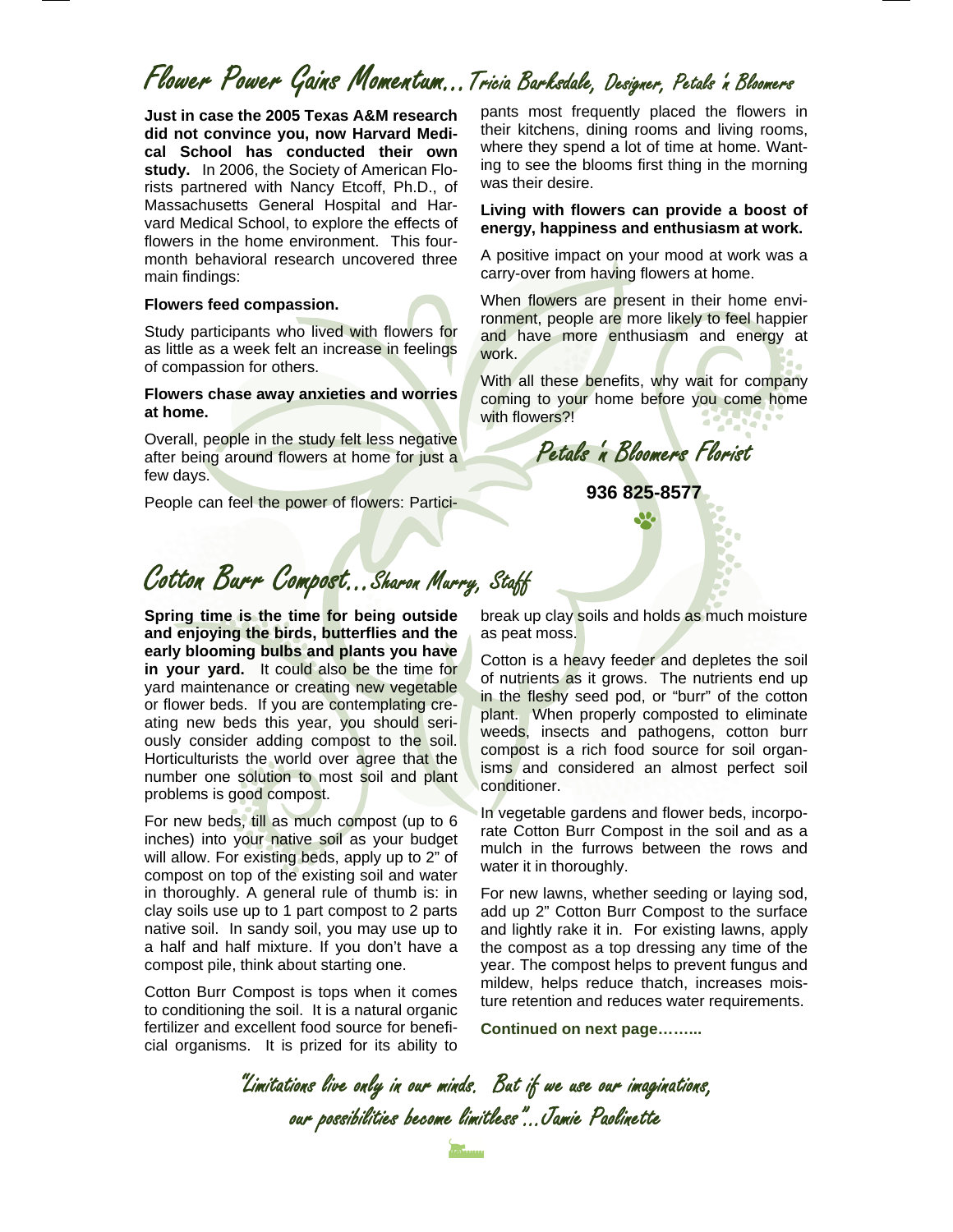## Flower Power Gains Momentum…*Tricia Barksdale, Designer, Petals 'n Bloomers*

**Just in case the 2005 Texas A&M research did not convince you, now Harvard Medical School has conducted their own study.** In 2006, the Society of American Florists partnered with Nancy Etcoff, Ph.D., of Massachusetts General Hospital and Harvard Medical School, to explore the effects of flowers in the home environment. This four-month behavioral research uncovered three main findings:

**Flowers feed compassion.**

Study participants who lived with flowers for as little as a week felt an increase in feelings of compassion for others.

**Flowers chase away anxieties and worries at home.**

Overall, people in the study felt less negative after being around flowers at home for just a few days.

People can feel the power of flowers: Participants most frequently placed the flowers in their kitchens, dining rooms and living rooms, where they spend a lot of time at home. Wanting to see the blooms first thing in the morning was their desire.

**Living with flowers can provide a boost of energy, happiness and enthusiasm at work.**

A positive impact on your mood at work was a carry-over from having flowers at home.

When flowers are present in their home environment, people are more likely to feel happier and have more enthusiasm and energy at work.

With all these benefits, why wait for company coming to your home before you come home with flowers?!

*Petals 'n Bloomers Florist*

**936 825-8577**

## Cotton Burr Compost…*Sharon Murry, Staff*

**Spring time is the time for being outside and enjoying the birds, butterflies and the early blooming bulbs and plants you have in your yard.** It could also be the time for yard maintenance or creating new vegetable or flower beds. If you are contemplating creating new beds this year, you should seriously consider adding compost to the soil. Horticulturists the world over agree that the number one solution to most soil and plant problems is good compost.

For new beds, till as much compost (up to 6 inches) into your native soil as your budget will allow. For existing beds, apply up to 2" of compost on top of the existing soil and water in thoroughly. A general rule of thumb is: in clay soils use up to 1 part compost to 2 parts native soil. In sandy soil, you may use up to a half and half mixture. If you don't have a compost pile, think about starting one.

Cotton Burr Compost is tops when it comes to conditioning the soil. It is a natural organic fertilizer and excellent food source for beneficial organisms. It is prized for its ability to break up clay soils and holds as much moisture as peat moss.

Cotton is a heavy feeder and depletes the soil of nutrients as it grows. The nutrients end up in the fleshy seed pod, or "burr" of the cotton plant. When properly composted to eliminate weeds, insects and pathogens, cotton burr compost is a rich food source for soil organisms and considered an almost perfect soil conditioner.

In vegetable gardens and flower beds, incorporate Cotton Burr Compost in the soil and as a mulch in the furrows between the rows and water it in thoroughly.

For new lawns, whether seeding or laying sod, add up 2" Cotton Burr Compost to the surface and lightly rake it in. For existing lawns, apply the compost as a top dressing any time of the year. The compost helps to prevent fungus and mildew, helps reduce thatch, increases moisture retention and reduces water requirements.

**Continued on next page……..**

*"Limitations live only in our minds. But if we use our imaginations, our possibilities become limitless"…Jamie Paolinette*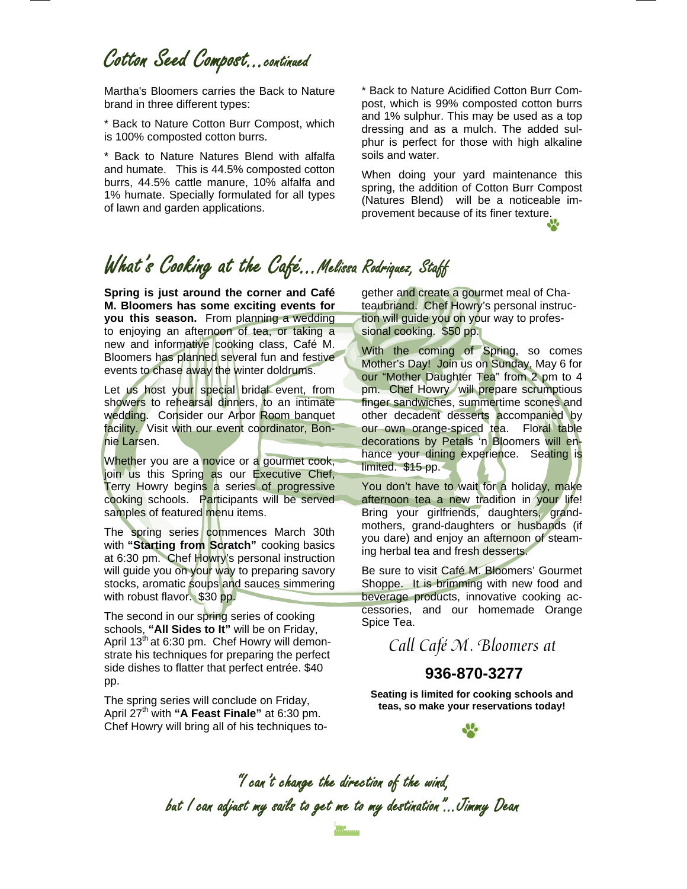## Cotton Seed Compost...*continued*

Martha's Bloomers carries the Back to Nature brand in three different types:

* Back to Nature Cotton Burr Compost, which is 100% composted cotton burrs.

* Back to Nature Natures Blend with alfalfa and humate. This is 44.5% composted cotton burrs, 44.5% cattle manure, 10% alfalfa and 1% humate. Specially formulated for all types of lawn and garden applications.

* Back to Nature Acidified Cotton Burr Compost, which is 99% composted cotton burrs and 1% sulphur. This may be used as a top dressing and as a mulch. The added sulphur is perfect for those with high alkaline soils and water.

When doing your yard maintenance this spring, the addition of Cotton Burr Compost (Natures Blend) will be a noticeable improvement because of its finer texture.

## What's Cooking at the Café...*Melissa Rodriquez, Staff*

**Spring is just around the corner and Café M. Bloomers has some exciting events for you this season.** From planning a wedding to enjoying an afternoon of tea, or taking a new and informative cooking class, Café M. Bloomers has planned several fun and festive events to chase away the winter doldrums.

Let us host your special bridal event, from showers to rehearsal dinners, to an intimate wedding. Consider our Arbor Room banquet facility. Visit with our event coordinator, Bonnie Larsen.

Whether you are a novice or a gourmet cook, join us this Spring as our Executive Chef, Terry Howry begins a series of progressive cooking schools. Participants will be served samples of featured menu items.

The spring series commences March 30th with **"Starting from Scratch"** cooking basics at 6:30 pm. Chef Howry's personal instruction will guide you on your way to preparing savory stocks, aromatic soups and sauces simmering with robust flavor. $30 pp.

The second in our spring series of cooking schools, **"All Sides to It"** will be on Friday, April 13th at 6:30 pm. Chef Howry will demonstrate his techniques for preparing the perfect side dishes to flatter that perfect entrée. $40 pp.

The spring series will conclude on Friday, April 27th with **"A Feast Finale"** at 6:30 pm. Chef Howry will bring all of his techniques together and create a gourmet meal of Chateaubriand. Chef Howry's personal instruction will guide you on your way to professional cooking. $50 pp.

With the coming of Spring, so comes Mother's Day! Join us on Sunday, May 6 for our "Mother Daughter Tea" from 2 pm to 4 pm. Chef Howry will prepare scrumptious finger sandwiches, summertime scones and other decadent desserts accompanied by our own orange-spiced tea. Floral table decorations by Petals 'n Bloomers will enhance your dining experience. Seating is limited. $15 pp.

You don't have to wait for a holiday, make afternoon tea a new tradition in your life! Bring your girlfriends, daughters, grandmothers, grand-daughters or husbands (if you dare) and enjoy an afternoon of steaming herbal tea and fresh desserts.

Be sure to visit Café M. Bloomers' Gourmet Shoppe. It is brimming with new food and beverage products, innovative cooking accessories, and our homemade Orange Spice Tea.

*Call Café M. Bloomers at*

### 936-870-3277

**Seating is limited for cooking schools and teas, so make your reservations today!**

*"I can't change the direction of the wind, but I can adjust my sails to get me to my destination"...Jimmy Dean*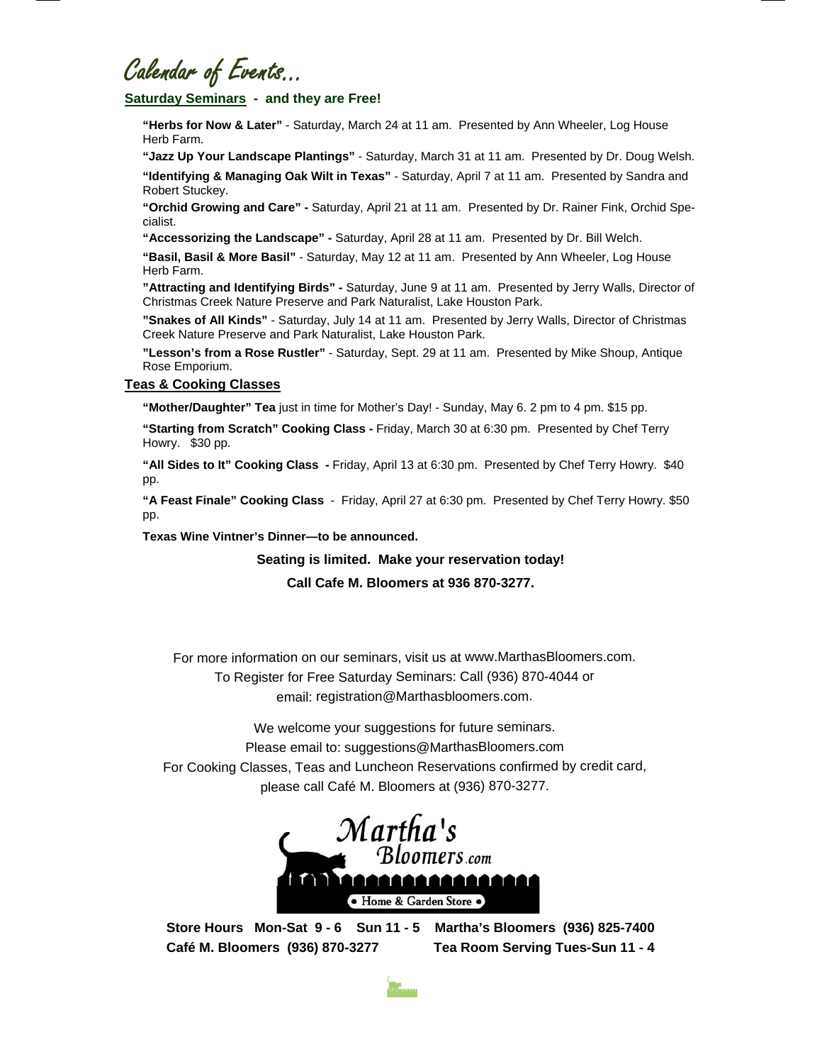# Calendar of Events...

## Saturday Seminars - and they are Free!

**"Herbs for Now & Later"** - Saturday, March 24 at 11 am. Presented by Ann Wheeler, Log House Herb Farm.

**"Jazz Up Your Landscape Plantings"** - Saturday, March 31 at 11 am. Presented by Dr. Doug Welsh.

**"Identifying & Managing Oak Wilt in Texas"** - Saturday, April 7 at 11 am. Presented by Sandra and Robert Stuckey.

**"Orchid Growing and Care" -** Saturday, April 21 at 11 am. Presented by Dr. Rainer Fink, Orchid Specialist.

**"Accessorizing the Landscape" -** Saturday, April 28 at 11 am. Presented by Dr. Bill Welch.

**"Basil, Basil & More Basil"** - Saturday, May 12 at 11 am. Presented by Ann Wheeler, Log House Herb Farm.

**"Attracting and Identifying Birds" -** Saturday, June 9 at 11 am. Presented by Jerry Walls, Director of Christmas Creek Nature Preserve and Park Naturalist, Lake Houston Park.

**"Snakes of All Kinds"** - Saturday, July 14 at 11 am. Presented by Jerry Walls, Director of Christmas Creek Nature Preserve and Park Naturalist, Lake Houston Park.

**"Lesson's from a Rose Rustler"** - Saturday, Sept. 29 at 11 am. Presented by Mike Shoup, Antique Rose Emporium.

## Teas & Cooking Classes

**"Mother/Daughter" Tea** just in time for Mother's Day! - Sunday, May 6. 2 pm to 4 pm. $15 pp.

**"Starting from Scratch" Cooking Class -** Friday, March 30 at 6:30 pm. Presented by Chef Terry Howry. $30 pp.

**"All Sides to It" Cooking Class -** Friday, April 13 at 6:30 pm. Presented by Chef Terry Howry. $40 pp.

**"A Feast Finale" Cooking Class** - Friday, April 27 at 6:30 pm. Presented by Chef Terry Howry. $50 pp.

**Texas Wine Vintner's Dinner—to be announced.**

**Seating is limited. Make your reservation today!**

**Call Cafe M. Bloomers at 936 870-3277.**

For more information on our seminars, visit us at www.MarthasBloomers.com.
To Register for Free Saturday Seminars: Call (936) 870-4044 or
email: registration@Marthasbloomers.com.

We welcome your suggestions for future seminars.
Please email to: suggestions@MarthasBloomers.com
For Cooking Classes, Teas and Luncheon Reservations confirmed by credit card,
please call Café M. Bloomers at (936) 870-3277.

Martha's Bloomers.com
Home & Garden Store

**Store Hours Mon-Sat 9 - 6 Sun 11 - 5 Martha's Bloomers (936) 825-7400**
**Café M. Bloomers (936) 870-3277 Tea Room Serving Tues-Sun 11 - 4**